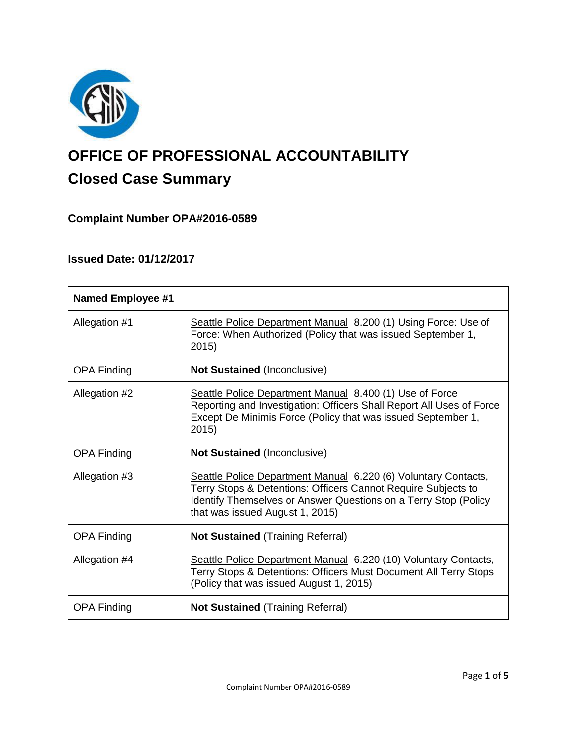# OFFICE OF PROFESSIONAL ACCOUNTABILITY

## Closed Case Summary

### Complaint Number OPA#2016-0589

### Issued Date: 01/12/2017

| **Named Employee #1** | |
|---|---|
| Allegation #1 | Seattle Police Department Manual 8.200 (1) Using Force: Use of Force: When Authorized (Policy that was issued September 1, 2015) |
| OPA Finding | **Not Sustained** (Inconclusive) |
| Allegation #2 | Seattle Police Department Manual 8.400 (1) Use of Force Reporting and Investigation: Officers Shall Report All Uses of Force Except De Minimis Force (Policy that was issued September 1, 2015) |
| OPA Finding | **Not Sustained** (Inconclusive) |
| Allegation #3 | Seattle Police Department Manual 6.220 (6) Voluntary Contacts, Terry Stops & Detentions: Officers Cannot Require Subjects to Identify Themselves or Answer Questions on a Terry Stop (Policy that was issued August 1, 2015) |
| OPA Finding | **Not Sustained** (Training Referral) |
| Allegation #4 | Seattle Police Department Manual 6.220 (10) Voluntary Contacts, Terry Stops & Detentions: Officers Must Document All Terry Stops (Policy that was issued August 1, 2015) |
| OPA Finding | **Not Sustained** (Training Referral) |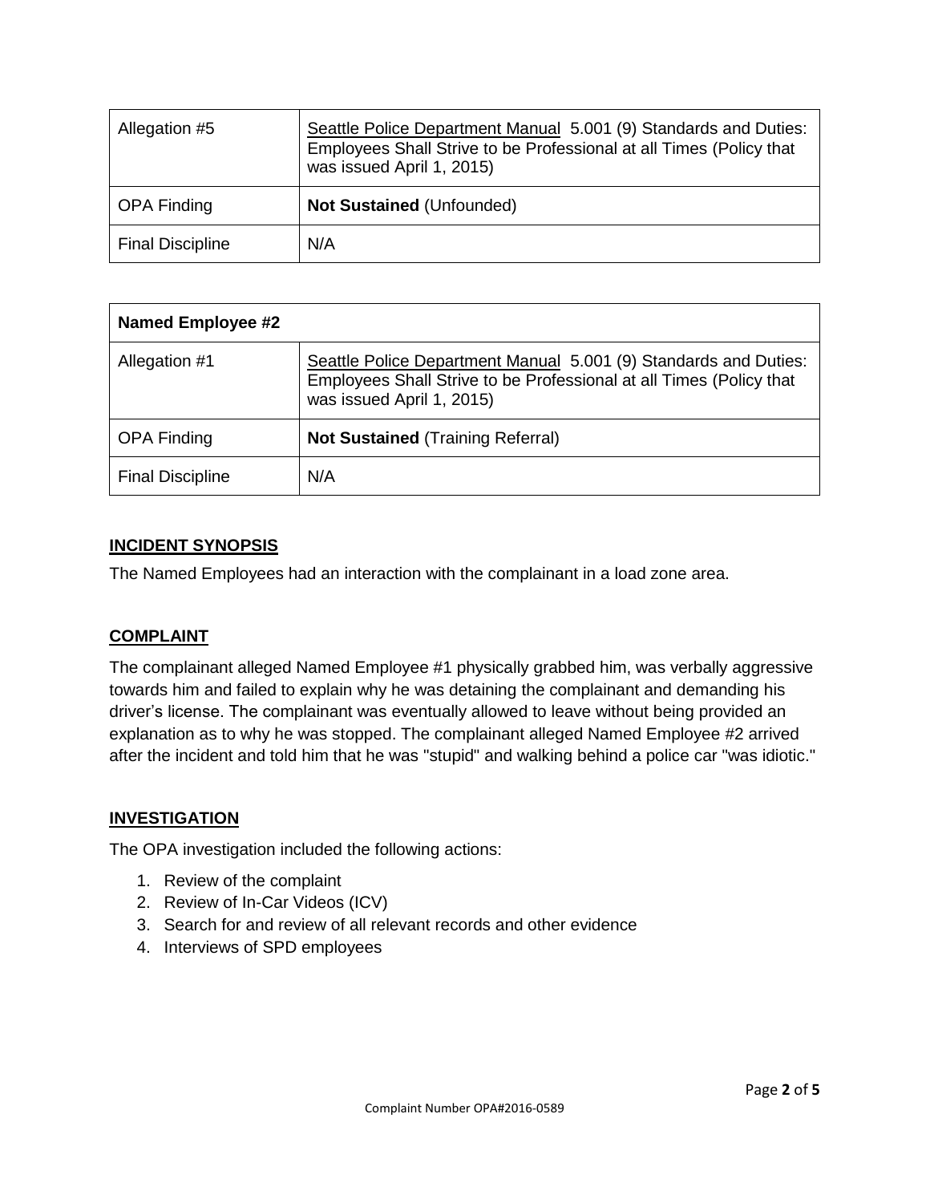| Allegation #5 | Seattle Police Department Manual 5.001 (9) Standards and Duties: Employees Shall Strive to be Professional at all Times (Policy that was issued April 1, 2015) |
|---|---|
| OPA Finding | **Not Sustained** (Unfounded) |
| Final Discipline | N/A |

| **Named Employee #2** | |
|---|---|
| Allegation #1 | Seattle Police Department Manual 5.001 (9) Standards and Duties: Employees Shall Strive to be Professional at all Times (Policy that was issued April 1, 2015) |
| OPA Finding | **Not Sustained** (Training Referral) |
| Final Discipline | N/A |

## INCIDENT SYNOPSIS

The Named Employees had an interaction with the complainant in a load zone area.

## COMPLAINT

The complainant alleged Named Employee #1 physically grabbed him, was verbally aggressive towards him and failed to explain why he was detaining the complainant and demanding his driver's license. The complainant was eventually allowed to leave without being provided an explanation as to why he was stopped. The complainant alleged Named Employee #2 arrived after the incident and told him that he was "stupid" and walking behind a police car "was idiotic."

## INVESTIGATION

The OPA investigation included the following actions:

1. Review of the complaint
2. Review of In-Car Videos (ICV)
3. Search for and review of all relevant records and other evidence
4. Interviews of SPD employees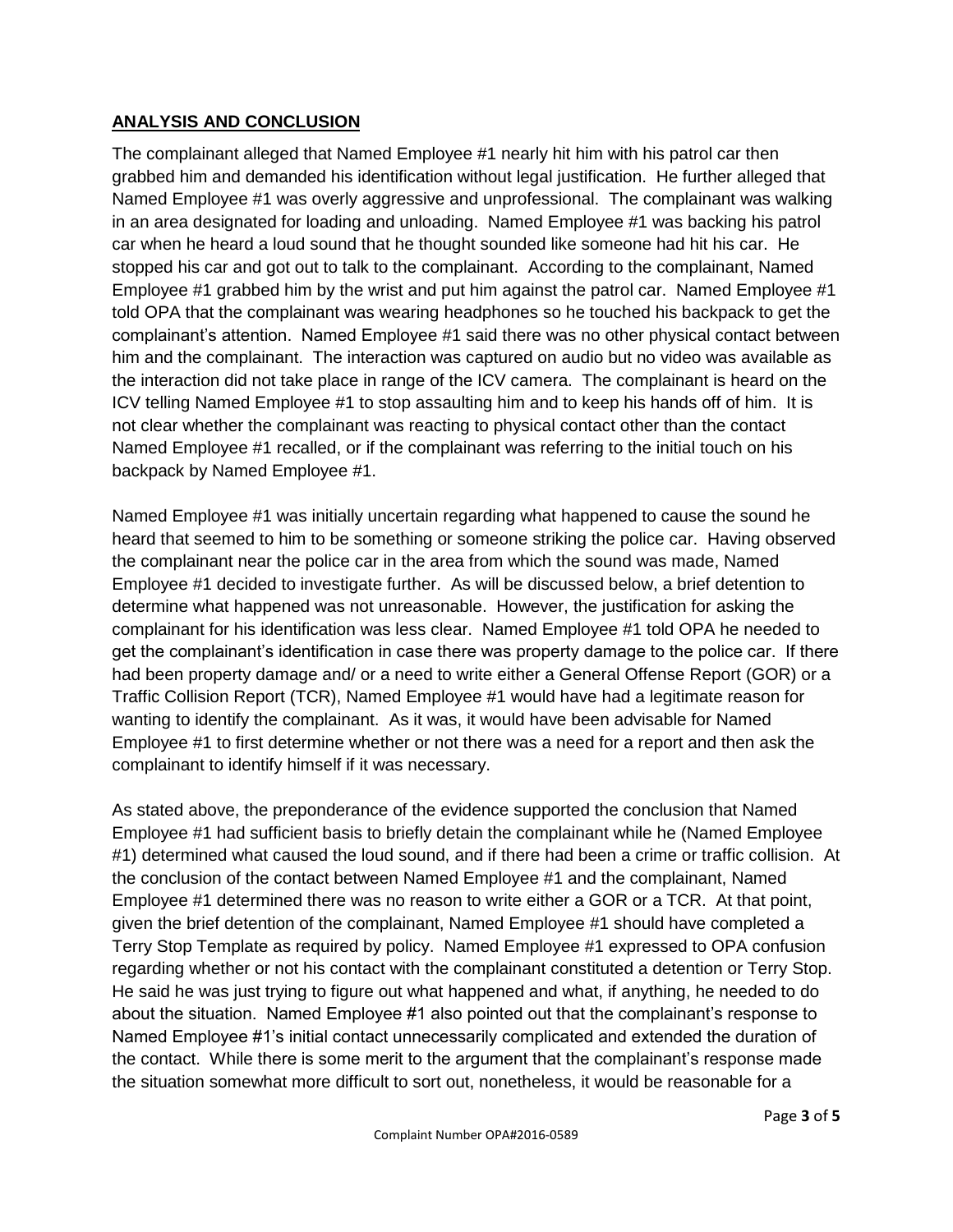## ANALYSIS AND CONCLUSION

The complainant alleged that Named Employee #1 nearly hit him with his patrol car then grabbed him and demanded his identification without legal justification. He further alleged that Named Employee #1 was overly aggressive and unprofessional. The complainant was walking in an area designated for loading and unloading. Named Employee #1 was backing his patrol car when he heard a loud sound that he thought sounded like someone had hit his car. He stopped his car and got out to talk to the complainant. According to the complainant, Named Employee #1 grabbed him by the wrist and put him against the patrol car. Named Employee #1 told OPA that the complainant was wearing headphones so he touched his backpack to get the complainant's attention. Named Employee #1 said there was no other physical contact between him and the complainant. The interaction was captured on audio but no video was available as the interaction did not take place in range of the ICV camera. The complainant is heard on the ICV telling Named Employee #1 to stop assaulting him and to keep his hands off of him. It is not clear whether the complainant was reacting to physical contact other than the contact Named Employee #1 recalled, or if the complainant was referring to the initial touch on his backpack by Named Employee #1.

Named Employee #1 was initially uncertain regarding what happened to cause the sound he heard that seemed to him to be something or someone striking the police car. Having observed the complainant near the police car in the area from which the sound was made, Named Employee #1 decided to investigate further. As will be discussed below, a brief detention to determine what happened was not unreasonable. However, the justification for asking the complainant for his identification was less clear. Named Employee #1 told OPA he needed to get the complainant's identification in case there was property damage to the police car. If there had been property damage and/ or a need to write either a General Offense Report (GOR) or a Traffic Collision Report (TCR), Named Employee #1 would have had a legitimate reason for wanting to identify the complainant. As it was, it would have been advisable for Named Employee #1 to first determine whether or not there was a need for a report and then ask the complainant to identify himself if it was necessary.

As stated above, the preponderance of the evidence supported the conclusion that Named Employee #1 had sufficient basis to briefly detain the complainant while he (Named Employee #1) determined what caused the loud sound, and if there had been a crime or traffic collision. At the conclusion of the contact between Named Employee #1 and the complainant, Named Employee #1 determined there was no reason to write either a GOR or a TCR. At that point, given the brief detention of the complainant, Named Employee #1 should have completed a Terry Stop Template as required by policy. Named Employee #1 expressed to OPA confusion regarding whether or not his contact with the complainant constituted a detention or Terry Stop. He said he was just trying to figure out what happened and what, if anything, he needed to do about the situation. Named Employee #1 also pointed out that the complainant's response to Named Employee #1's initial contact unnecessarily complicated and extended the duration of the contact. While there is some merit to the argument that the complainant's response made the situation somewhat more difficult to sort out, nonetheless, it would be reasonable for a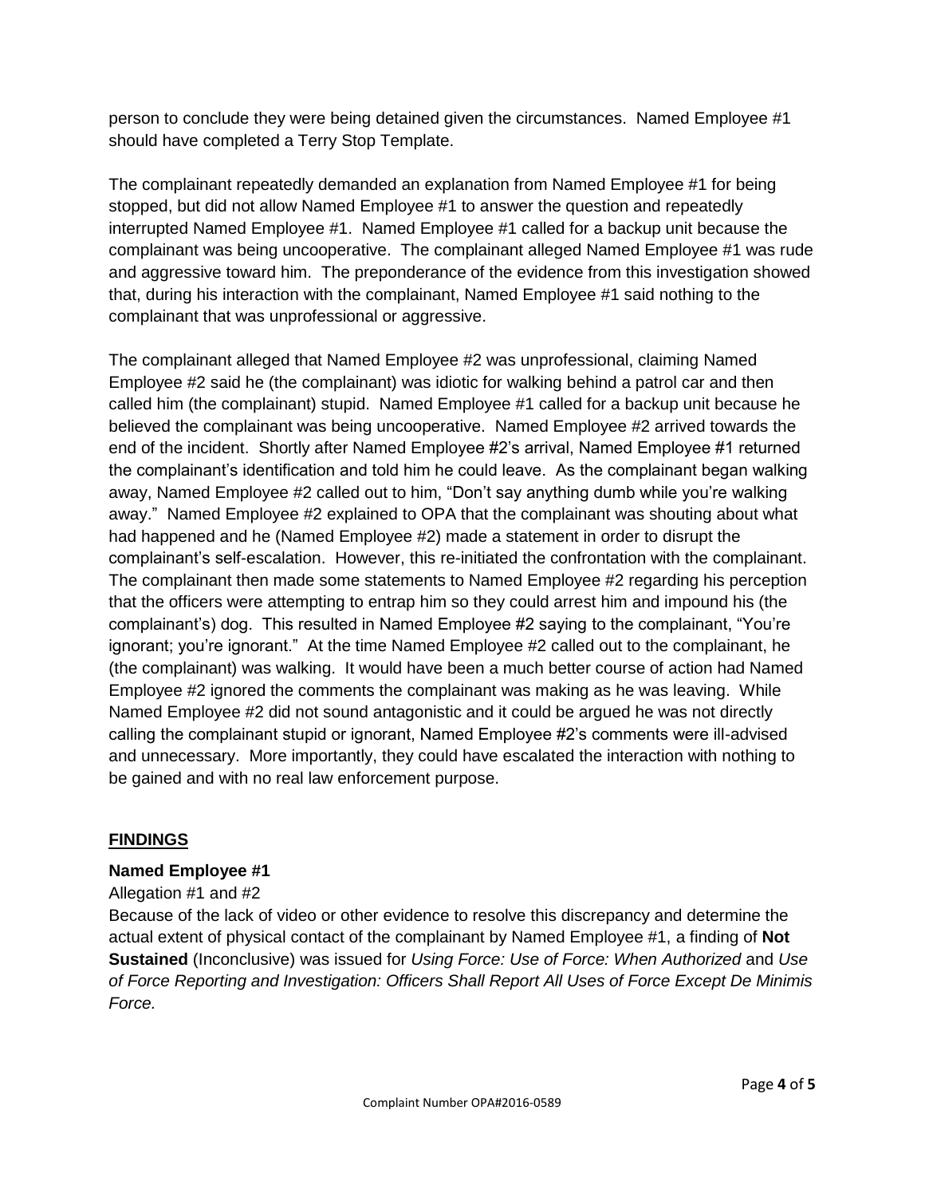person to conclude they were being detained given the circumstances. Named Employee #1 should have completed a Terry Stop Template.

The complainant repeatedly demanded an explanation from Named Employee #1 for being stopped, but did not allow Named Employee #1 to answer the question and repeatedly interrupted Named Employee #1. Named Employee #1 called for a backup unit because the complainant was being uncooperative. The complainant alleged Named Employee #1 was rude and aggressive toward him. The preponderance of the evidence from this investigation showed that, during his interaction with the complainant, Named Employee #1 said nothing to the complainant that was unprofessional or aggressive.

The complainant alleged that Named Employee #2 was unprofessional, claiming Named Employee #2 said he (the complainant) was idiotic for walking behind a patrol car and then called him (the complainant) stupid. Named Employee #1 called for a backup unit because he believed the complainant was being uncooperative. Named Employee #2 arrived towards the end of the incident. Shortly after Named Employee #2's arrival, Named Employee #1 returned the complainant's identification and told him he could leave. As the complainant began walking away, Named Employee #2 called out to him, "Don't say anything dumb while you're walking away." Named Employee #2 explained to OPA that the complainant was shouting about what had happened and he (Named Employee #2) made a statement in order to disrupt the complainant's self-escalation. However, this re-initiated the confrontation with the complainant. The complainant then made some statements to Named Employee #2 regarding his perception that the officers were attempting to entrap him so they could arrest him and impound his (the complainant's) dog. This resulted in Named Employee #2 saying to the complainant, "You're ignorant; you're ignorant." At the time Named Employee #2 called out to the complainant, he (the complainant) was walking. It would have been a much better course of action had Named Employee #2 ignored the comments the complainant was making as he was leaving. While Named Employee #2 did not sound antagonistic and it could be argued he was not directly calling the complainant stupid or ignorant, Named Employee #2's comments were ill-advised and unnecessary. More importantly, they could have escalated the interaction with nothing to be gained and with no real law enforcement purpose.

## FINDINGS

### Named Employee #1

Allegation #1 and #2

Because of the lack of video or other evidence to resolve this discrepancy and determine the actual extent of physical contact of the complainant by Named Employee #1, a finding of **Not Sustained** (Inconclusive) was issued for *Using Force: Use of Force: When Authorized* and *Use of Force Reporting and Investigation: Officers Shall Report All Uses of Force Except De Minimis Force.*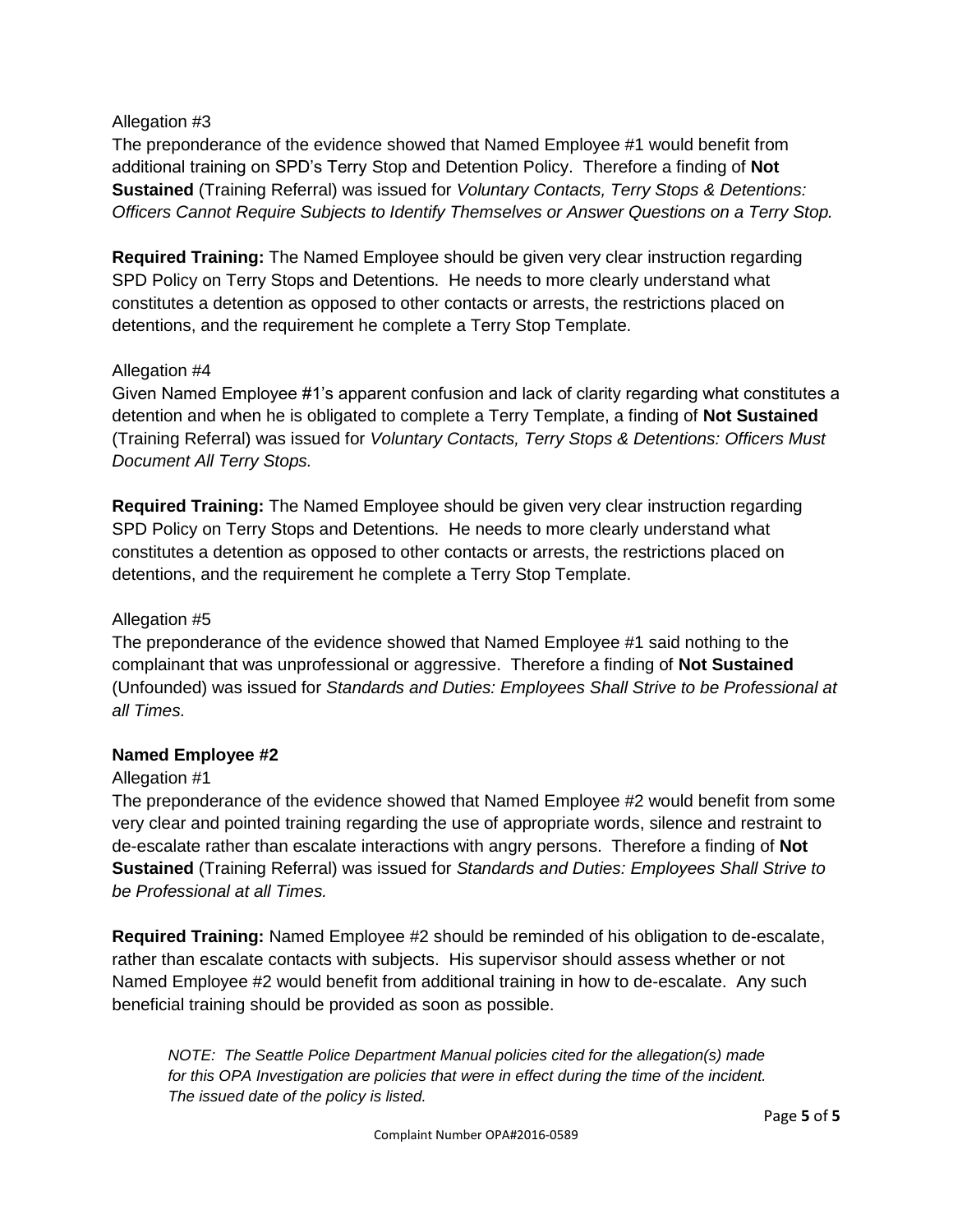Allegation #3

The preponderance of the evidence showed that Named Employee #1 would benefit from additional training on SPD's Terry Stop and Detention Policy. Therefore a finding of **Not Sustained** (Training Referral) was issued for *Voluntary Contacts, Terry Stops & Detentions: Officers Cannot Require Subjects to Identify Themselves or Answer Questions on a Terry Stop.*

**Required Training:** The Named Employee should be given very clear instruction regarding SPD Policy on Terry Stops and Detentions. He needs to more clearly understand what constitutes a detention as opposed to other contacts or arrests, the restrictions placed on detentions, and the requirement he complete a Terry Stop Template.

Allegation #4

Given Named Employee #1's apparent confusion and lack of clarity regarding what constitutes a detention and when he is obligated to complete a Terry Template, a finding of **Not Sustained** (Training Referral) was issued for *Voluntary Contacts, Terry Stops & Detentions: Officers Must Document All Terry Stops.*

**Required Training:** The Named Employee should be given very clear instruction regarding SPD Policy on Terry Stops and Detentions. He needs to more clearly understand what constitutes a detention as opposed to other contacts or arrests, the restrictions placed on detentions, and the requirement he complete a Terry Stop Template.

Allegation #5

The preponderance of the evidence showed that Named Employee #1 said nothing to the complainant that was unprofessional or aggressive. Therefore a finding of **Not Sustained** (Unfounded) was issued for *Standards and Duties: Employees Shall Strive to be Professional at all Times.*

**Named Employee #2**

Allegation #1

The preponderance of the evidence showed that Named Employee #2 would benefit from some very clear and pointed training regarding the use of appropriate words, silence and restraint to de-escalate rather than escalate interactions with angry persons. Therefore a finding of **Not Sustained** (Training Referral) was issued for *Standards and Duties: Employees Shall Strive to be Professional at all Times.*

**Required Training:** Named Employee #2 should be reminded of his obligation to de-escalate, rather than escalate contacts with subjects. His supervisor should assess whether or not Named Employee #2 would benefit from additional training in how to de-escalate. Any such beneficial training should be provided as soon as possible.

*NOTE: The Seattle Police Department Manual policies cited for the allegation(s) made for this OPA Investigation are policies that were in effect during the time of the incident. The issued date of the policy is listed.*

Complaint Number OPA#2016-0589